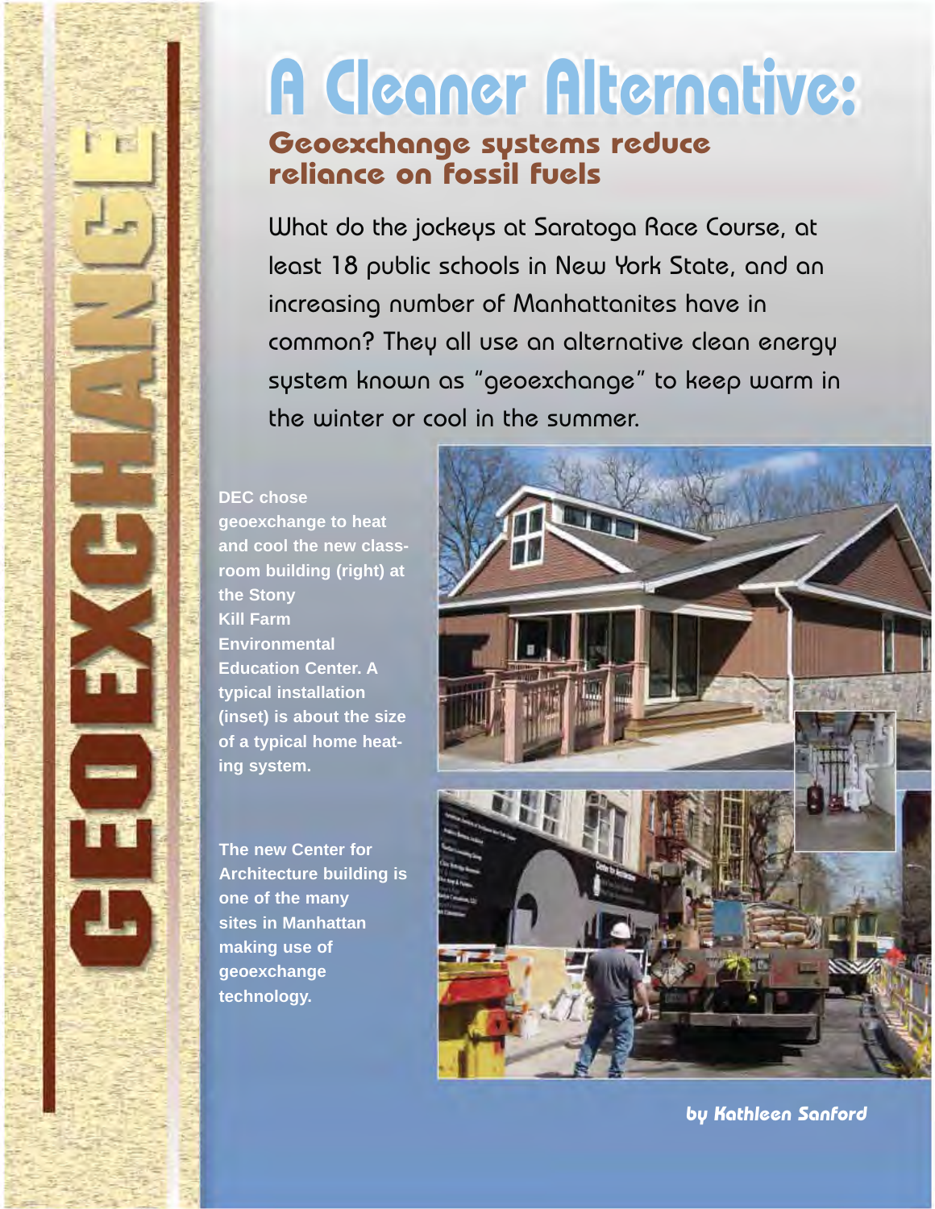# A Cleaner Alternative:

## Geoexchange systems reduce reliance on fossil fuels

What do the jockeys at Saratoga Race Course, at least 18 public schools in New York State, and an increasing number of Manhattanites have in common? They all use an alternative clean energy system known as "geoexchange" to keep warm in the winter or cool in the summer.

**DEC chose geoexchange to heat and cool the new classroom building (right) at the Stony Kill Farm Environmental Education Center. A typical installation (inset) is about the size of a typical home heating system.**

**The new Center for Architecture building is one of the many sites in Manhattan making use of geoexchange technology.**

*by Kathleen Sanford*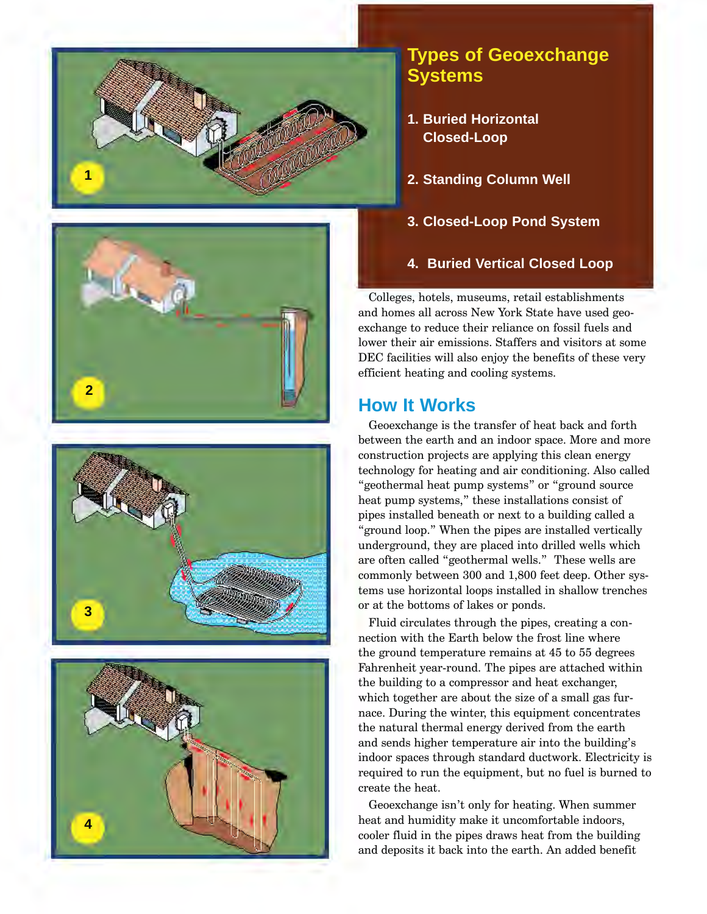## Types of Geoexchange Systems

1. Buried Horizontal Closed-Loop
2. Standing Column Well
3. Closed-Loop Pond System
4. Buried Vertical Closed Loop

Colleges, hotels, museums, retail establishments and homes all across New York State have used geoexchange to reduce their reliance on fossil fuels and lower their air emissions. Staffers and visitors at some DEC facilities will also enjoy the benefits of these very efficient heating and cooling systems.

## How It Works

Geoexchange is the transfer of heat back and forth between the earth and an indoor space. More and more construction projects are applying this clean energy technology for heating and air conditioning. Also called "geothermal heat pump systems" or "ground source heat pump systems," these installations consist of pipes installed beneath or next to a building called a "ground loop." When the pipes are installed vertically underground, they are placed into drilled wells which are often called "geothermal wells." These wells are commonly between 300 and 1,800 feet deep. Other systems use horizontal loops installed in shallow trenches or at the bottoms of lakes or ponds.

Fluid circulates through the pipes, creating a connection with the Earth below the frost line where the ground temperature remains at 45 to 55 degrees Fahrenheit year-round. The pipes are attached within the building to a compressor and heat exchanger, which together are about the size of a small gas furnace. During the winter, this equipment concentrates the natural thermal energy derived from the earth and sends higher temperature air into the building's indoor spaces through standard ductwork. Electricity is required to run the equipment, but no fuel is burned to create the heat.

Geoexchange isn't only for heating. When summer heat and humidity make it uncomfortable indoors, cooler fluid in the pipes draws heat from the building and deposits it back into the earth. An added benefit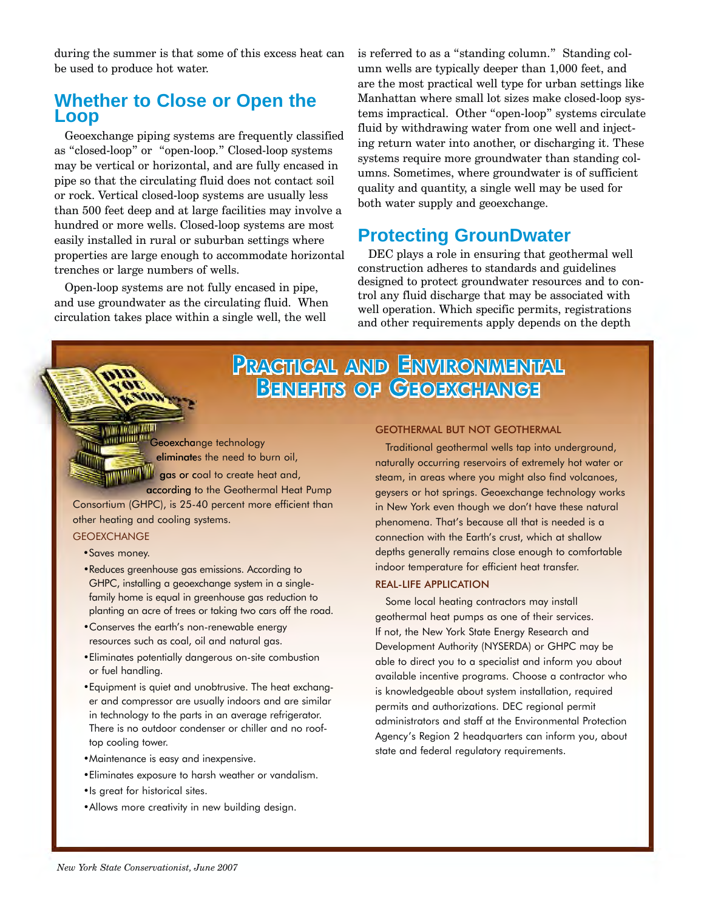during the summer is that some of this excess heat can be used to produce hot water.

## Whether to Close or Open the Loop

Geoexchange piping systems are frequently classified as "closed-loop" or "open-loop." Closed-loop systems may be vertical or horizontal, and are fully encased in pipe so that the circulating fluid does not contact soil or rock. Vertical closed-loop systems are usually less than 500 feet deep and at large facilities may involve a hundred or more wells. Closed-loop systems are most easily installed in rural or suburban settings where properties are large enough to accommodate horizontal trenches or large numbers of wells.

Open-loop systems are not fully encased in pipe, and use groundwater as the circulating fluid. When circulation takes place within a single well, the well is referred to as a "standing column." Standing column wells are typically deeper than 1,000 feet, and are the most practical well type for urban settings like Manhattan where small lot sizes make closed-loop systems impractical. Other "open-loop" systems circulate fluid by withdrawing water from one well and injecting return water into another, or discharging it. These systems require more groundwater than standing columns. Sometimes, where groundwater is of sufficient quality and quantity, a single well may be used for both water supply and geoexchange.

## Protecting GrounDwater

DEC plays a role in ensuring that geothermal well construction adheres to standards and guidelines designed to protect groundwater resources and to control any fluid discharge that may be associated with well operation. Which specific permits, registrations and other requirements apply depends on the depth

## Practical and Environmental Benefits of Geoexchange

Geoexchange technology eliminates the need to burn oil, gas or coal to create heat and, according to the Geothermal Heat Pump Consortium (GHPC), is 25-40 percent more efficient than other heating and cooling systems.

### GEOEXCHANGE

- Saves money.
- Reduces greenhouse gas emissions. According to GHPC, installing a geoexchange system in a single-family home is equal in greenhouse gas reduction to planting an acre of trees or taking two cars off the road.
- Conserves the earth's non-renewable energy resources such as coal, oil and natural gas.
- Eliminates potentially dangerous on-site combustion or fuel handling.
- Equipment is quiet and unobtrusive. The heat exchanger and compressor are usually indoors and are similar in technology to the parts in an average refrigerator. There is no outdoor condenser or chiller and no rooftop cooling tower.
- Maintenance is easy and inexpensive.
- Eliminates exposure to harsh weather or vandalism.
- Is great for historical sites.
- Allows more creativity in new building design.

### GEOTHERMAL BUT NOT GEOTHERMAL

Traditional geothermal wells tap into underground, naturally occurring reservoirs of extremely hot water or steam, in areas where you might also find volcanoes, geysers or hot springs. Geoexchange technology works in New York even though we don't have these natural phenomena. That's because all that is needed is a connection with the Earth's crust, which at shallow depths generally remains close enough to comfortable indoor temperature for efficient heat transfer.

### REAL-LIFE APPLICATION

Some local heating contractors may install geothermal heat pumps as one of their services. If not, the New York State Energy Research and Development Authority (NYSERDA) or GHPC may be able to direct you to a specialist and inform you about available incentive programs. Choose a contractor who is knowledgeable about system installation, required permits and authorizations. DEC regional permit administrators and staff at the Environmental Protection Agency's Region 2 headquarters can inform you, about state and federal regulatory requirements.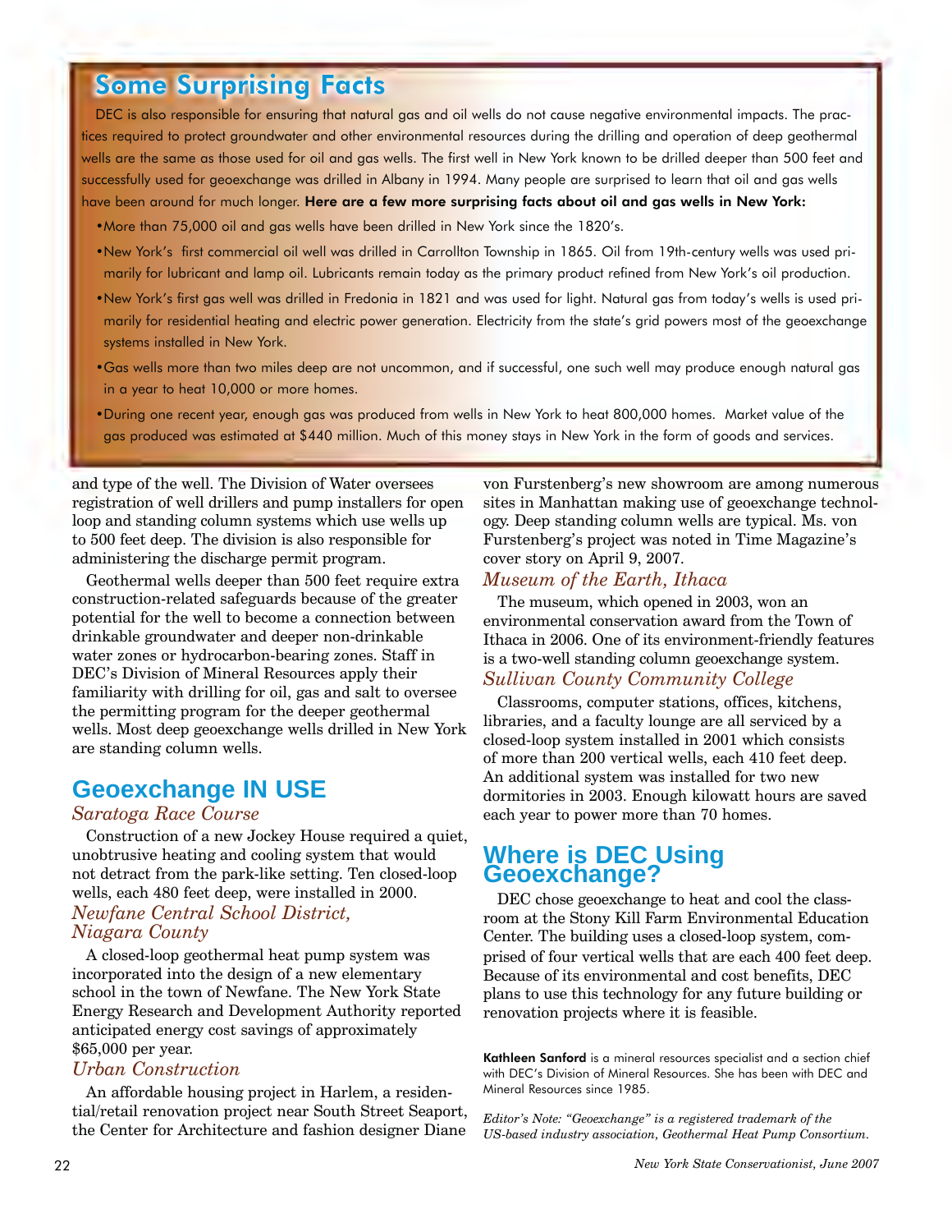## Some Surprising Facts

DEC is also responsible for ensuring that natural gas and oil wells do not cause negative environmental impacts. The practices required to protect groundwater and other environmental resources during the drilling and operation of deep geothermal wells are the same as those used for oil and gas wells. The first well in New York known to be drilled deeper than 500 feet and successfully used for geoexchange was drilled in Albany in 1994. Many people are surprised to learn that oil and gas wells have been around for much longer. **Here are a few more surprising facts about oil and gas wells in New York:**

- More than 75,000 oil and gas wells have been drilled in New York since the 1820's.
- New York's first commercial oil well was drilled in Carrollton Township in 1865. Oil from 19th-century wells was used primarily for lubricant and lamp oil. Lubricants remain today as the primary product refined from New York's oil production.
- New York's first gas well was drilled in Fredonia in 1821 and was used for light. Natural gas from today's wells is used primarily for residential heating and electric power generation. Electricity from the state's grid powers most of the geoexchange systems installed in New York.
- Gas wells more than two miles deep are not uncommon, and if successful, one such well may produce enough natural gas in a year to heat 10,000 or more homes.
- During one recent year, enough gas was produced from wells in New York to heat 800,000 homes. Market value of the gas produced was estimated at $440 million. Much of this money stays in New York in the form of goods and services.

and type of the well. The Division of Water oversees registration of well drillers and pump installers for open loop and standing column systems which use wells up to 500 feet deep. The division is also responsible for administering the discharge permit program.

Geothermal wells deeper than 500 feet require extra construction-related safeguards because of the greater potential for the well to become a connection between drinkable groundwater and deeper non-drinkable water zones or hydrocarbon-bearing zones. Staff in DEC's Division of Mineral Resources apply their familiarity with drilling for oil, gas and salt to oversee the permitting program for the deeper geothermal wells. Most deep geoexchange wells drilled in New York are standing column wells.

## Geoexchange IN USE

*Saratoga Race Course*

Construction of a new Jockey House required a quiet, unobtrusive heating and cooling system that would not detract from the park-like setting. Ten closed-loop wells, each 480 feet deep, were installed in 2000.

*Newfane Central School District, Niagara County*

A closed-loop geothermal heat pump system was incorporated into the design of a new elementary school in the town of Newfane. The New York State Energy Research and Development Authority reported anticipated energy cost savings of approximately $65,000 per year.

*Urban Construction*

An affordable housing project in Harlem, a residential/retail renovation project near South Street Seaport, the Center for Architecture and fashion designer Diane von Furstenberg's new showroom are among numerous sites in Manhattan making use of geoexchange technology. Deep standing column wells are typical. Ms. von Furstenberg's project was noted in Time Magazine's cover story on April 9, 2007.

*Museum of the Earth, Ithaca*

The museum, which opened in 2003, won an environmental conservation award from the Town of Ithaca in 2006. One of its environment-friendly features is a two-well standing column geoexchange system.

*Sullivan County Community College*

Classrooms, computer stations, offices, kitchens, libraries, and a faculty lounge are all serviced by a closed-loop system installed in 2001 which consists of more than 200 vertical wells, each 410 feet deep. An additional system was installed for two new dormitories in 2003. Enough kilowatt hours are saved each year to power more than 70 homes.

## Where is DEC Using Geoexchange?

DEC chose geoexchange to heat and cool the classroom at the Stony Kill Farm Environmental Education Center. The building uses a closed-loop system, comprised of four vertical wells that are each 400 feet deep. Because of its environmental and cost benefits, DEC plans to use this technology for any future building or renovation projects where it is feasible.

**Kathleen Sanford** is a mineral resources specialist and a section chief with DEC's Division of Mineral Resources. She has been with DEC and Mineral Resources since 1985.

*Editor's Note: "Geoexchange" is a registered trademark of the US-based industry association, Geothermal Heat Pump Consortium.*